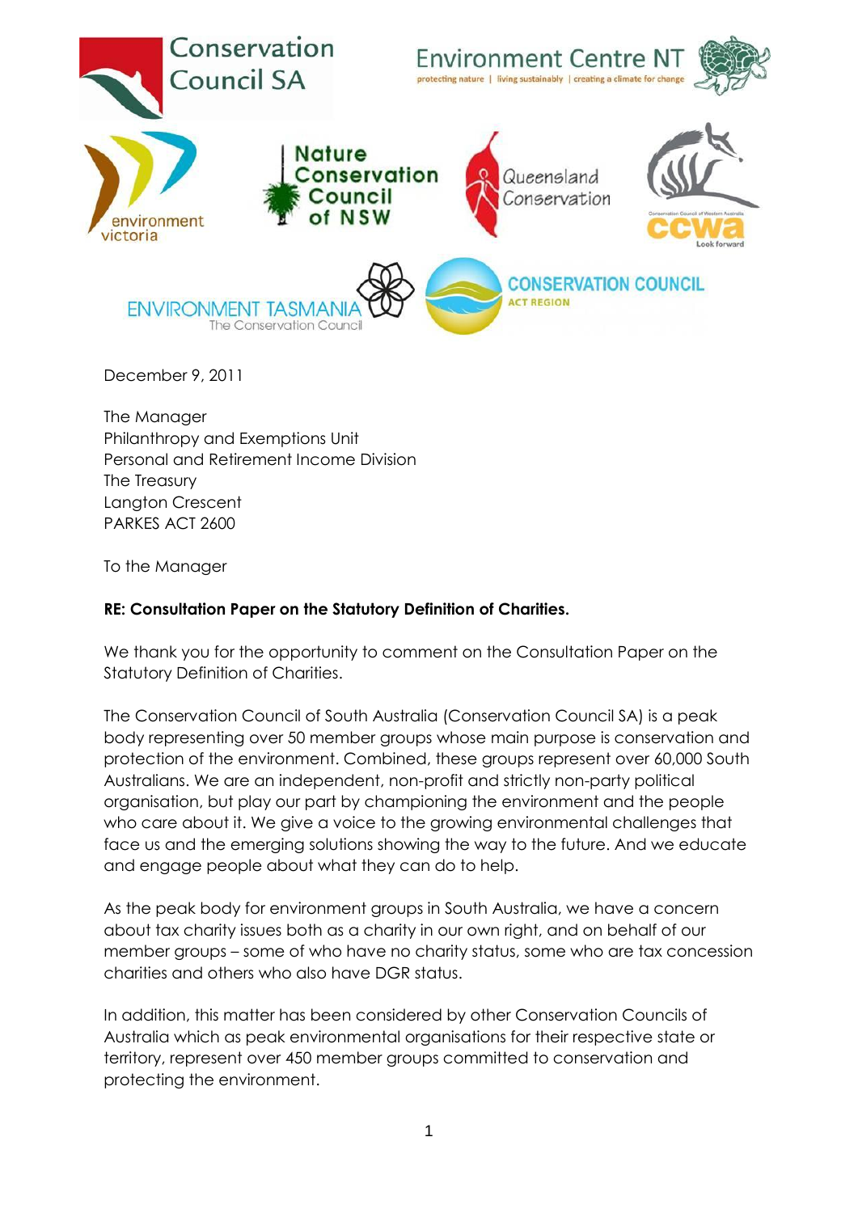December 9, 2011

The Manager
Philanthropy and Exemptions Unit
Personal and Retirement Income Division
The Treasury
Langton Crescent
PARKES ACT 2600

To the Manager

**RE: Consultation Paper on the Statutory Definition of Charities.**

We thank you for the opportunity to comment on the Consultation Paper on the Statutory Definition of Charities.

The Conservation Council of South Australia (Conservation Council SA) is a peak body representing over 50 member groups whose main purpose is conservation and protection of the environment. Combined, these groups represent over 60,000 South Australians. We are an independent, non-profit and strictly non-party political organisation, but play our part by championing the environment and the people who care about it. We give a voice to the growing environmental challenges that face us and the emerging solutions showing the way to the future. And we educate and engage people about what they can do to help.

As the peak body for environment groups in South Australia, we have a concern about tax charity issues both as a charity in our own right, and on behalf of our member groups – some of who have no charity status, some who are tax concession charities and others who also have DGR status.

In addition, this matter has been considered by other Conservation Councils of Australia which as peak environmental organisations for their respective state or territory, represent over 450 member groups committed to conservation and protecting the environment.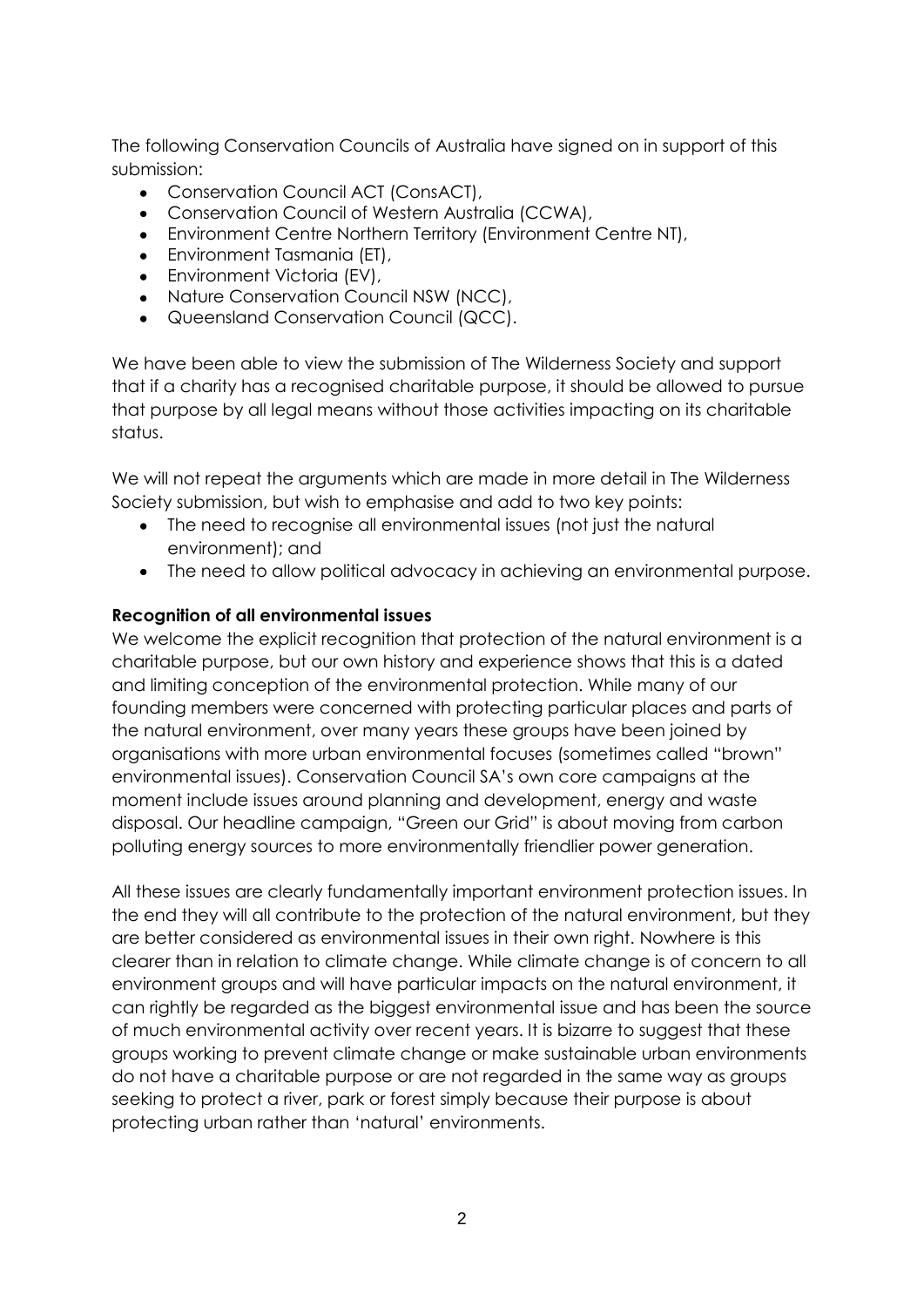The following Conservation Councils of Australia have signed on in support of this submission:

- Conservation Council ACT (ConsACT),
- Conservation Council of Western Australia (CCWA),
- Environment Centre Northern Territory (Environment Centre NT),
- Environment Tasmania (ET),
- Environment Victoria (EV),
- Nature Conservation Council NSW (NCC),
- Queensland Conservation Council (QCC).

We have been able to view the submission of The Wilderness Society and support that if a charity has a recognised charitable purpose, it should be allowed to pursue that purpose by all legal means without those activities impacting on its charitable status.

We will not repeat the arguments which are made in more detail in The Wilderness Society submission, but wish to emphasise and add to two key points:

- The need to recognise all environmental issues (not just the natural environment); and
- The need to allow political advocacy in achieving an environmental purpose.

**Recognition of all environmental issues**

We welcome the explicit recognition that protection of the natural environment is a charitable purpose, but our own history and experience shows that this is a dated and limiting conception of the environmental protection. While many of our founding members were concerned with protecting particular places and parts of the natural environment, over many years these groups have been joined by organisations with more urban environmental focuses (sometimes called "brown" environmental issues). Conservation Council SA's own core campaigns at the moment include issues around planning and development, energy and waste disposal. Our headline campaign, "Green our Grid" is about moving from carbon polluting energy sources to more environmentally friendlier power generation.

All these issues are clearly fundamentally important environment protection issues. In the end they will all contribute to the protection of the natural environment, but they are better considered as environmental issues in their own right. Nowhere is this clearer than in relation to climate change. While climate change is of concern to all environment groups and will have particular impacts on the natural environment, it can rightly be regarded as the biggest environmental issue and has been the source of much environmental activity over recent years. It is bizarre to suggest that these groups working to prevent climate change or make sustainable urban environments do not have a charitable purpose or are not regarded in the same way as groups seeking to protect a river, park or forest simply because their purpose is about protecting urban rather than 'natural' environments.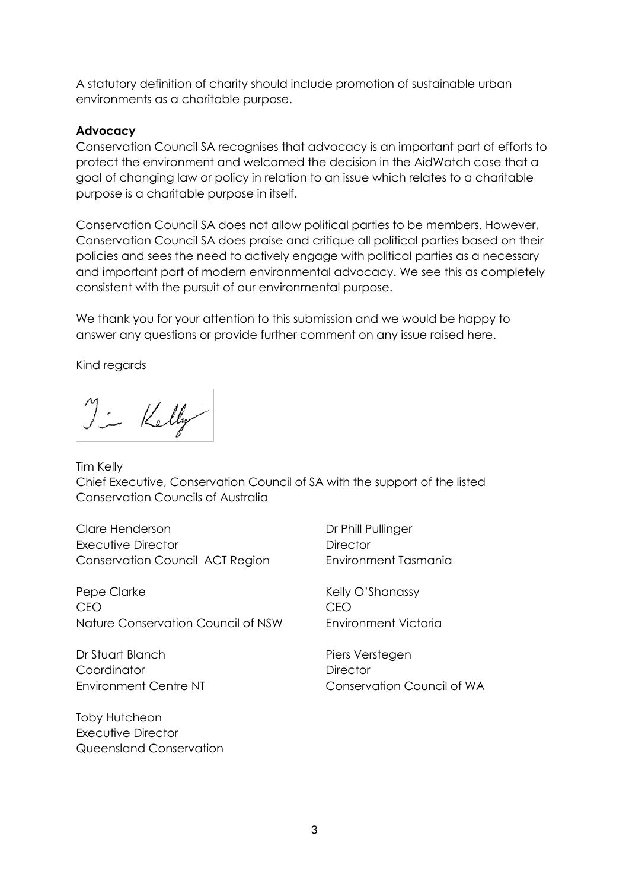A statutory definition of charity should include promotion of sustainable urban environments as a charitable purpose.

**Advocacy**

Conservation Council SA recognises that advocacy is an important part of efforts to protect the environment and welcomed the decision in the AidWatch case that a goal of changing law or policy in relation to an issue which relates to a charitable purpose is a charitable purpose in itself.

Conservation Council SA does not allow political parties to be members. However, Conservation Council SA does praise and critique all political parties based on their policies and sees the need to actively engage with political parties as a necessary and important part of modern environmental advocacy. We see this as completely consistent with the pursuit of our environmental purpose.

We thank you for your attention to this submission and we would be happy to answer any questions or provide further comment on any issue raised here.

Kind regards

Tim Kelly
Chief Executive, Conservation Council of SA with the support of the listed Conservation Councils of Australia

Clare Henderson
Executive Director
Conservation Council ACT Region

Dr Phill Pullinger
Director
Environment Tasmania

Pepe Clarke
CEO
Nature Conservation Council of NSW

Kelly O'Shanassy
CEO
Environment Victoria

Dr Stuart Blanch
Coordinator
Environment Centre NT

Piers Verstegen
Director
Conservation Council of WA

Toby Hutcheon
Executive Director
Queensland Conservation